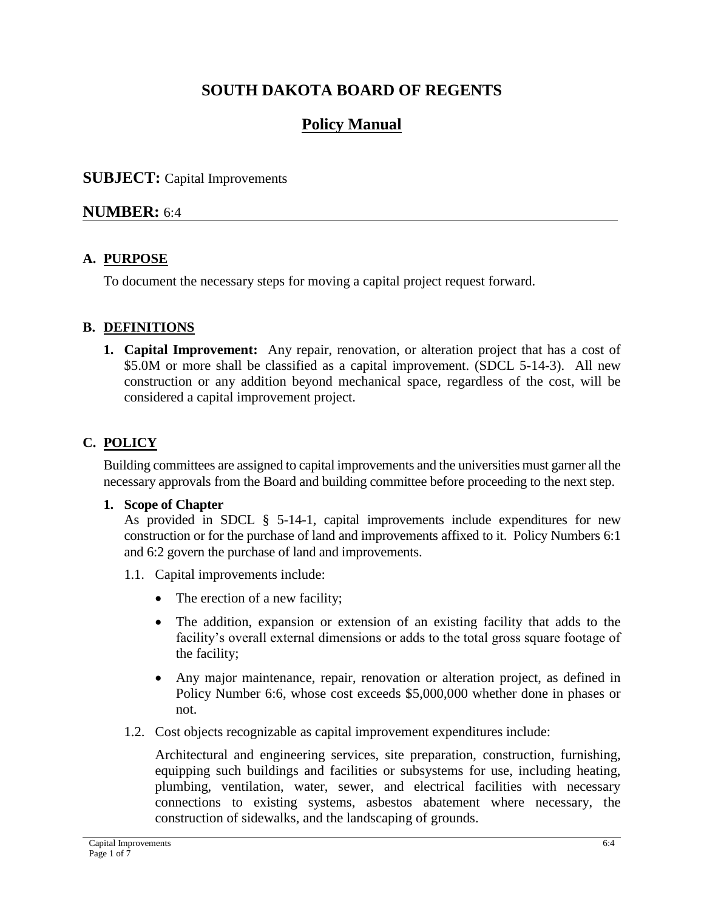# SOUTH DAKOTA BOARD OF REGENTS

## Policy Manual

**SUBJECT:** Capital Improvements

**NUMBER:** 6:4

### A. PURPOSE

To document the necessary steps for moving a capital project request forward.

### B. DEFINITIONS

1. **Capital Improvement:** Any repair, renovation, or alteration project that has a cost of $5.0M or more shall be classified as a capital improvement. (SDCL 5-14-3). All new construction or any addition beyond mechanical space, regardless of the cost, will be considered a capital improvement project.

### C. POLICY

Building committees are assigned to capital improvements and the universities must garner all the necessary approvals from the Board and building committee before proceeding to the next step.

**1. Scope of Chapter**

As provided in SDCL § 5-14-1, capital improvements include expenditures for new construction or for the purchase of land and improvements affixed to it. Policy Numbers 6:1 and 6:2 govern the purchase of land and improvements.

1.1. Capital improvements include:

- The erection of a new facility;
- The addition, expansion or extension of an existing facility that adds to the facility's overall external dimensions or adds to the total gross square footage of the facility;
- Any major maintenance, repair, renovation or alteration project, as defined in Policy Number 6:6, whose cost exceeds $5,000,000 whether done in phases or not.

1.2. Cost objects recognizable as capital improvement expenditures include:

Architectural and engineering services, site preparation, construction, furnishing, equipping such buildings and facilities or subsystems for use, including heating, plumbing, ventilation, water, sewer, and electrical facilities with necessary connections to existing systems, asbestos abatement where necessary, the construction of sidewalks, and the landscaping of grounds.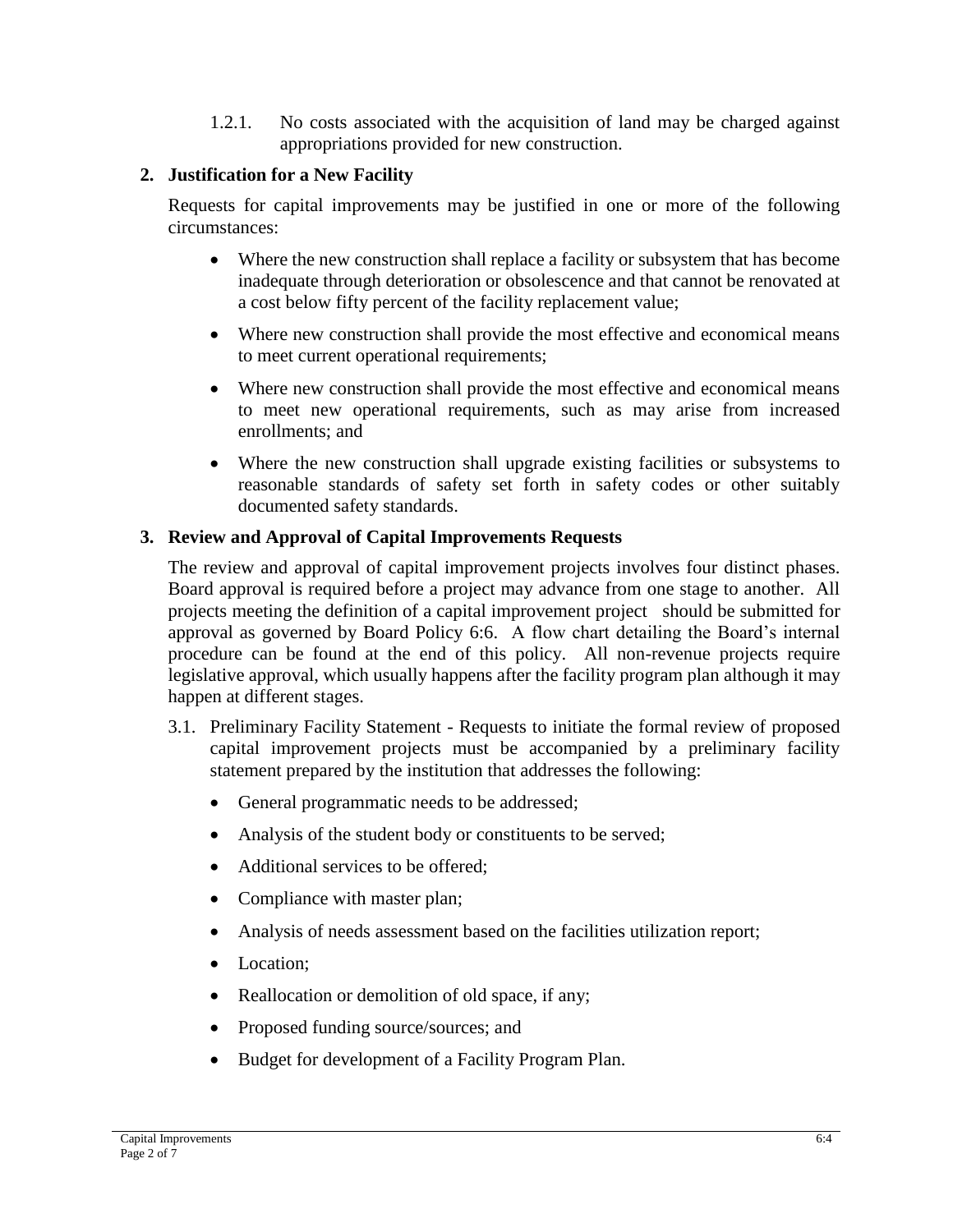1.2.1. No costs associated with the acquisition of land may be charged against appropriations provided for new construction.

## 2. Justification for a New Facility

Requests for capital improvements may be justified in one or more of the following circumstances:

- Where the new construction shall replace a facility or subsystem that has become inadequate through deterioration or obsolescence and that cannot be renovated at a cost below fifty percent of the facility replacement value;
- Where new construction shall provide the most effective and economical means to meet current operational requirements;
- Where new construction shall provide the most effective and economical means to meet new operational requirements, such as may arise from increased enrollments; and
- Where the new construction shall upgrade existing facilities or subsystems to reasonable standards of safety set forth in safety codes or other suitably documented safety standards.

## 3. Review and Approval of Capital Improvements Requests

The review and approval of capital improvement projects involves four distinct phases. Board approval is required before a project may advance from one stage to another. All projects meeting the definition of a capital improvement project should be submitted for approval as governed by Board Policy 6:6. A flow chart detailing the Board's internal procedure can be found at the end of this policy. All non-revenue projects require legislative approval, which usually happens after the facility program plan although it may happen at different stages.

3.1. Preliminary Facility Statement - Requests to initiate the formal review of proposed capital improvement projects must be accompanied by a preliminary facility statement prepared by the institution that addresses the following:

- General programmatic needs to be addressed;
- Analysis of the student body or constituents to be served;
- Additional services to be offered;
- Compliance with master plan;
- Analysis of needs assessment based on the facilities utilization report;
- Location;
- Reallocation or demolition of old space, if any;
- Proposed funding source/sources; and
- Budget for development of a Facility Program Plan.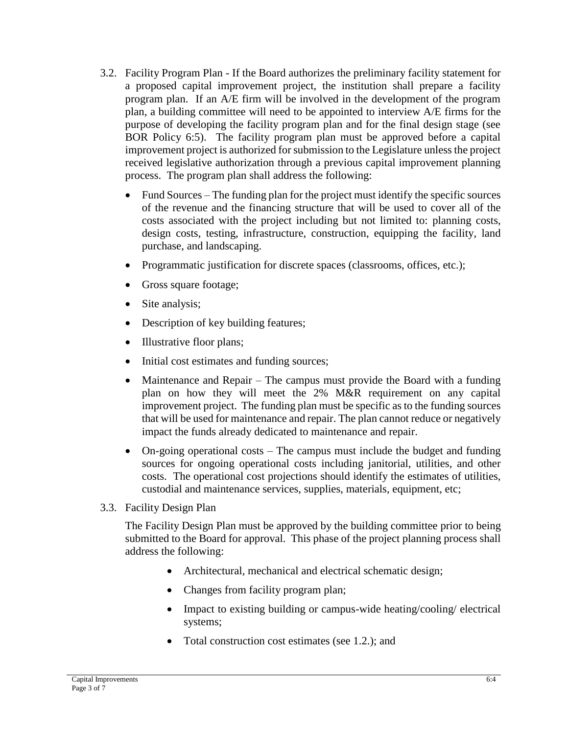3.2. Facility Program Plan - If the Board authorizes the preliminary facility statement for a proposed capital improvement project, the institution shall prepare a facility program plan. If an A/E firm will be involved in the development of the program plan, a building committee will need to be appointed to interview A/E firms for the purpose of developing the facility program plan and for the final design stage (see BOR Policy 6:5). The facility program plan must be approved before a capital improvement project is authorized for submission to the Legislature unless the project received legislative authorization through a previous capital improvement planning process. The program plan shall address the following:

- Fund Sources – The funding plan for the project must identify the specific sources of the revenue and the financing structure that will be used to cover all of the costs associated with the project including but not limited to: planning costs, design costs, testing, infrastructure, construction, equipping the facility, land purchase, and landscaping.
- Programmatic justification for discrete spaces (classrooms, offices, etc.);
- Gross square footage;
- Site analysis;
- Description of key building features;
- Illustrative floor plans;
- Initial cost estimates and funding sources;
- Maintenance and Repair – The campus must provide the Board with a funding plan on how they will meet the 2% M&R requirement on any capital improvement project. The funding plan must be specific as to the funding sources that will be used for maintenance and repair. The plan cannot reduce or negatively impact the funds already dedicated to maintenance and repair.
- On-going operational costs – The campus must include the budget and funding sources for ongoing operational costs including janitorial, utilities, and other costs. The operational cost projections should identify the estimates of utilities, custodial and maintenance services, supplies, materials, equipment, etc;

3.3. Facility Design Plan

The Facility Design Plan must be approved by the building committee prior to being submitted to the Board for approval. This phase of the project planning process shall address the following:

- Architectural, mechanical and electrical schematic design;
- Changes from facility program plan;
- Impact to existing building or campus-wide heating/cooling/ electrical systems;
- Total construction cost estimates (see 1.2.); and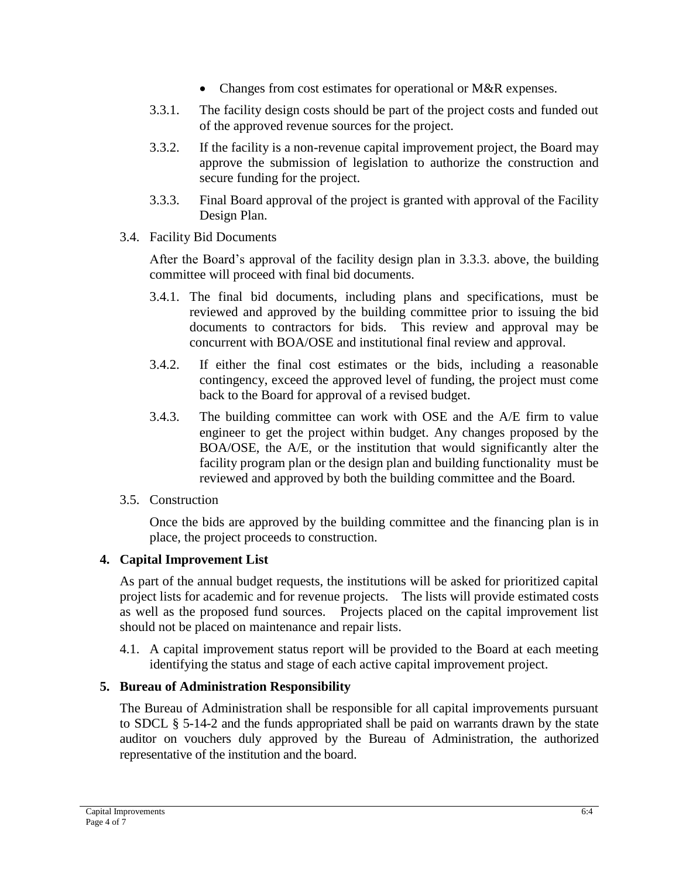- Changes from cost estimates for operational or M&R expenses.

3.3.1. The facility design costs should be part of the project costs and funded out of the approved revenue sources for the project.

3.3.2. If the facility is a non-revenue capital improvement project, the Board may approve the submission of legislation to authorize the construction and secure funding for the project.

3.3.3. Final Board approval of the project is granted with approval of the Facility Design Plan.

3.4. Facility Bid Documents

After the Board's approval of the facility design plan in 3.3.3. above, the building committee will proceed with final bid documents.

3.4.1. The final bid documents, including plans and specifications, must be reviewed and approved by the building committee prior to issuing the bid documents to contractors for bids. This review and approval may be concurrent with BOA/OSE and institutional final review and approval.

3.4.2. If either the final cost estimates or the bids, including a reasonable contingency, exceed the approved level of funding, the project must come back to the Board for approval of a revised budget.

3.4.3. The building committee can work with OSE and the A/E firm to value engineer to get the project within budget. Any changes proposed by the BOA/OSE, the A/E, or the institution that would significantly alter the facility program plan or the design plan and building functionality must be reviewed and approved by both the building committee and the Board.

3.5. Construction

Once the bids are approved by the building committee and the financing plan is in place, the project proceeds to construction.

## 4. Capital Improvement List

As part of the annual budget requests, the institutions will be asked for prioritized capital project lists for academic and for revenue projects. The lists will provide estimated costs as well as the proposed fund sources. Projects placed on the capital improvement list should not be placed on maintenance and repair lists.

4.1. A capital improvement status report will be provided to the Board at each meeting identifying the status and stage of each active capital improvement project.

## 5. Bureau of Administration Responsibility

The Bureau of Administration shall be responsible for all capital improvements pursuant to SDCL § 5-14-2 and the funds appropriated shall be paid on warrants drawn by the state auditor on vouchers duly approved by the Bureau of Administration, the authorized representative of the institution and the board.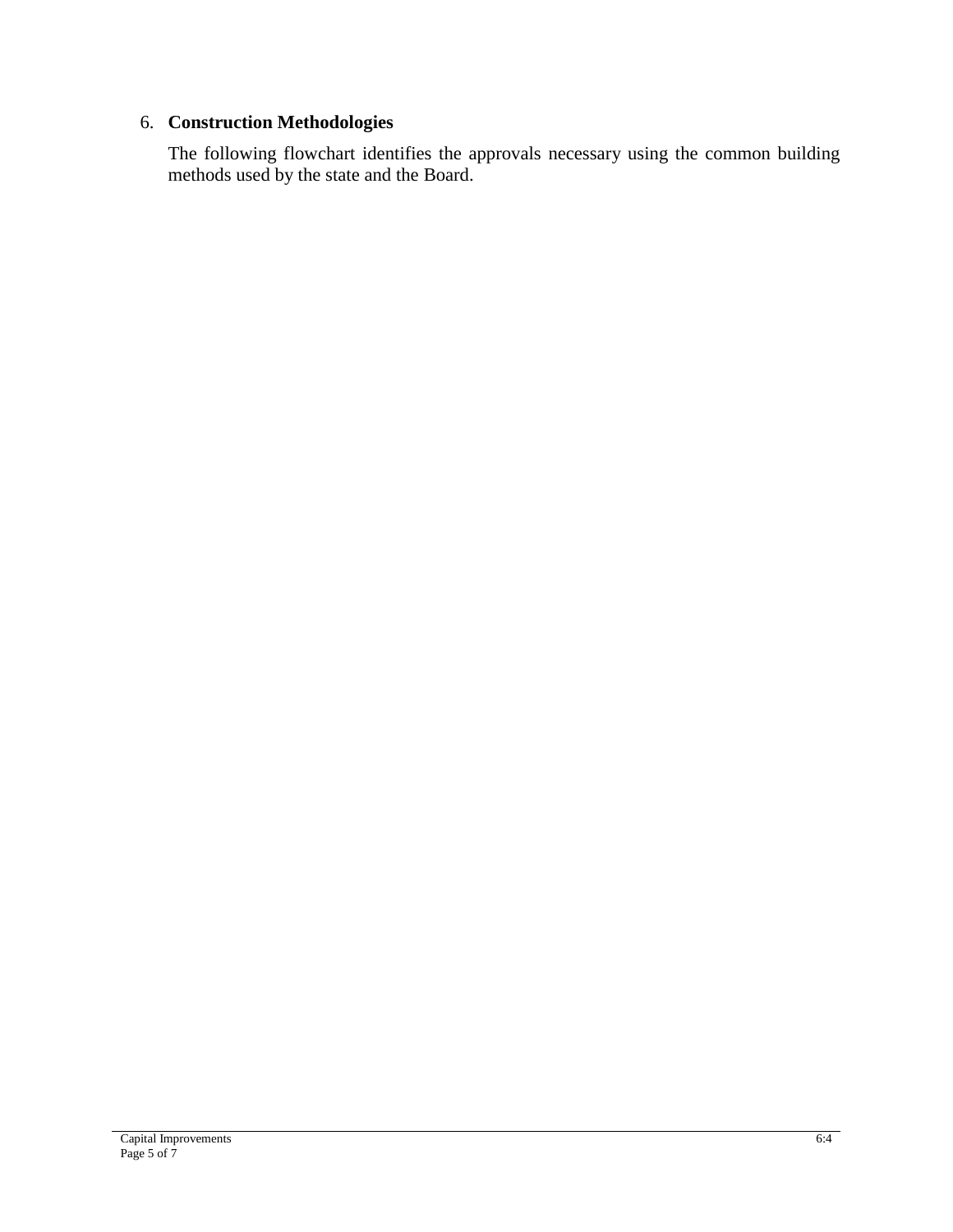6. **Construction Methodologies**

   The following flowchart identifies the approvals necessary using the common building methods used by the state and the Board.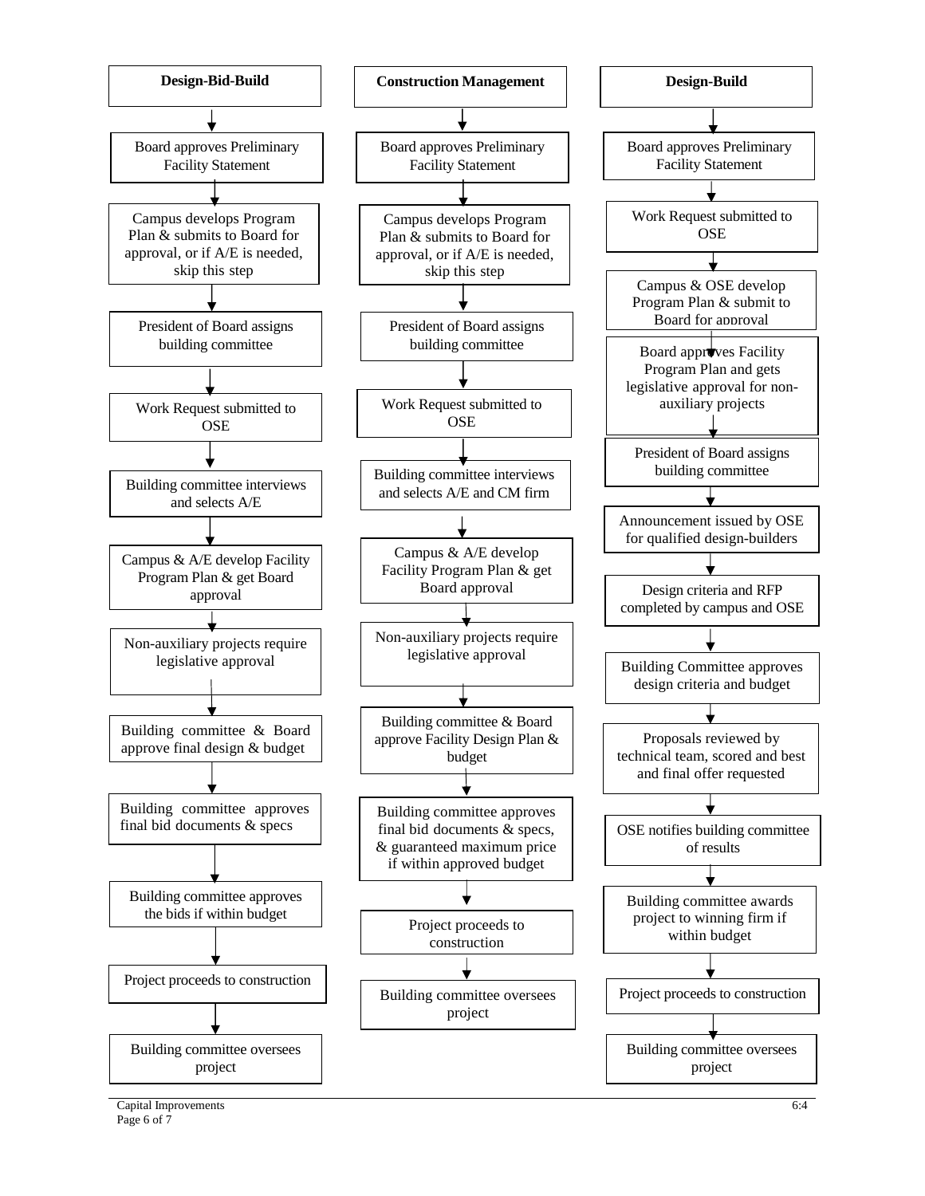### Design-Bid-Build

1. Board approves Preliminary Facility Statement
2. Campus develops Program Plan & submits to Board for approval, or if A/E is needed, skip this step
3. President of Board assigns building committee
4. Work Request submitted to OSE
5. Building committee interviews and selects A/E
6. Campus & A/E develop Facility Program Plan & get Board approval
7. Non-auxiliary projects require legislative approval
8. Building committee & Board approve final design & budget
9. Building committee approves final bid documents & specs
10. Building committee approves the bids if within budget
11. Project proceeds to construction
12. Building committee oversees project

### Construction Management

1. Board approves Preliminary Facility Statement
2. Campus develops Program Plan & submits to Board for approval, or if A/E is needed, skip this step
3. President of Board assigns building committee
4. Work Request submitted to OSE
5. Building committee interviews and selects A/E and CM firm
6. Campus & A/E develop Facility Program Plan & get Board approval
7. Non-auxiliary projects require legislative approval
8. Building committee & Board approve Facility Design Plan & budget
9. Building committee approves final bid documents & specs, & guaranteed maximum price if within approved budget
10. Project proceeds to construction
11. Building committee oversees project

### Design-Build

1. Board approves Preliminary Facility Statement
2. Work Request submitted to OSE
3. Campus & OSE develop Program Plan & submit to Board for approval
4. Board approves Facility Program Plan and gets legislative approval for non-auxiliary projects
5. President of Board assigns building committee
6. Announcement issued by OSE for qualified design-builders
7. Design criteria and RFP completed by campus and OSE
8. Building Committee approves design criteria and budget
9. Proposals reviewed by technical team, scored and best and final offer requested
10. OSE notifies building committee of results
11. Building committee awards project to winning firm if within budget
12. Project proceeds to construction
13. Building committee oversees project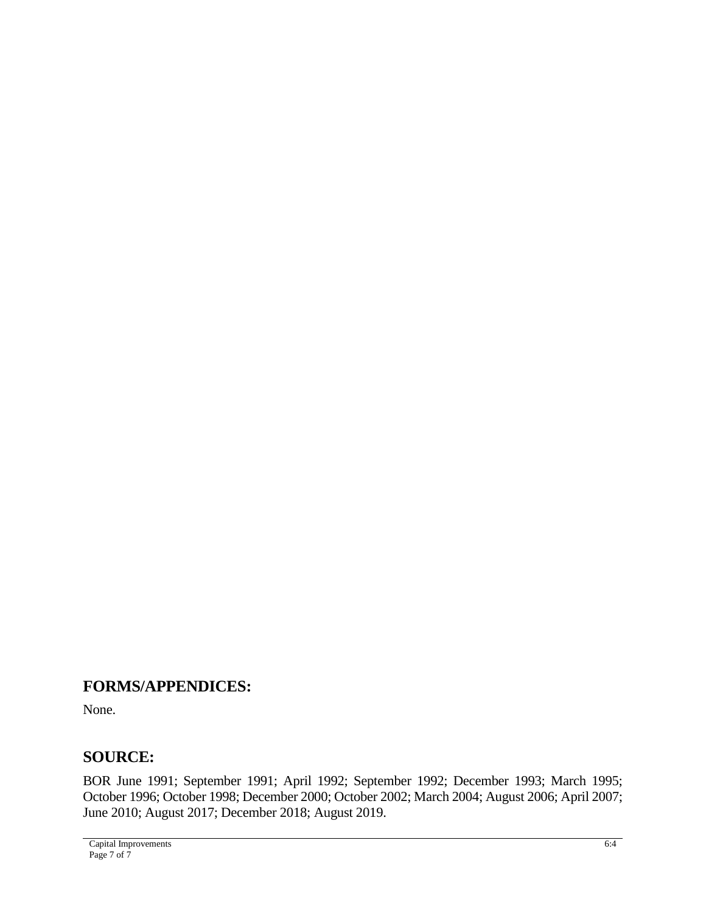## FORMS/APPENDICES:

None.

## SOURCE:

BOR June 1991; September 1991; April 1992; September 1992; December 1993; March 1995; October 1996; October 1998; December 2000; October 2002; March 2004; August 2006; April 2007; June 2010; August 2017; December 2018; August 2019.